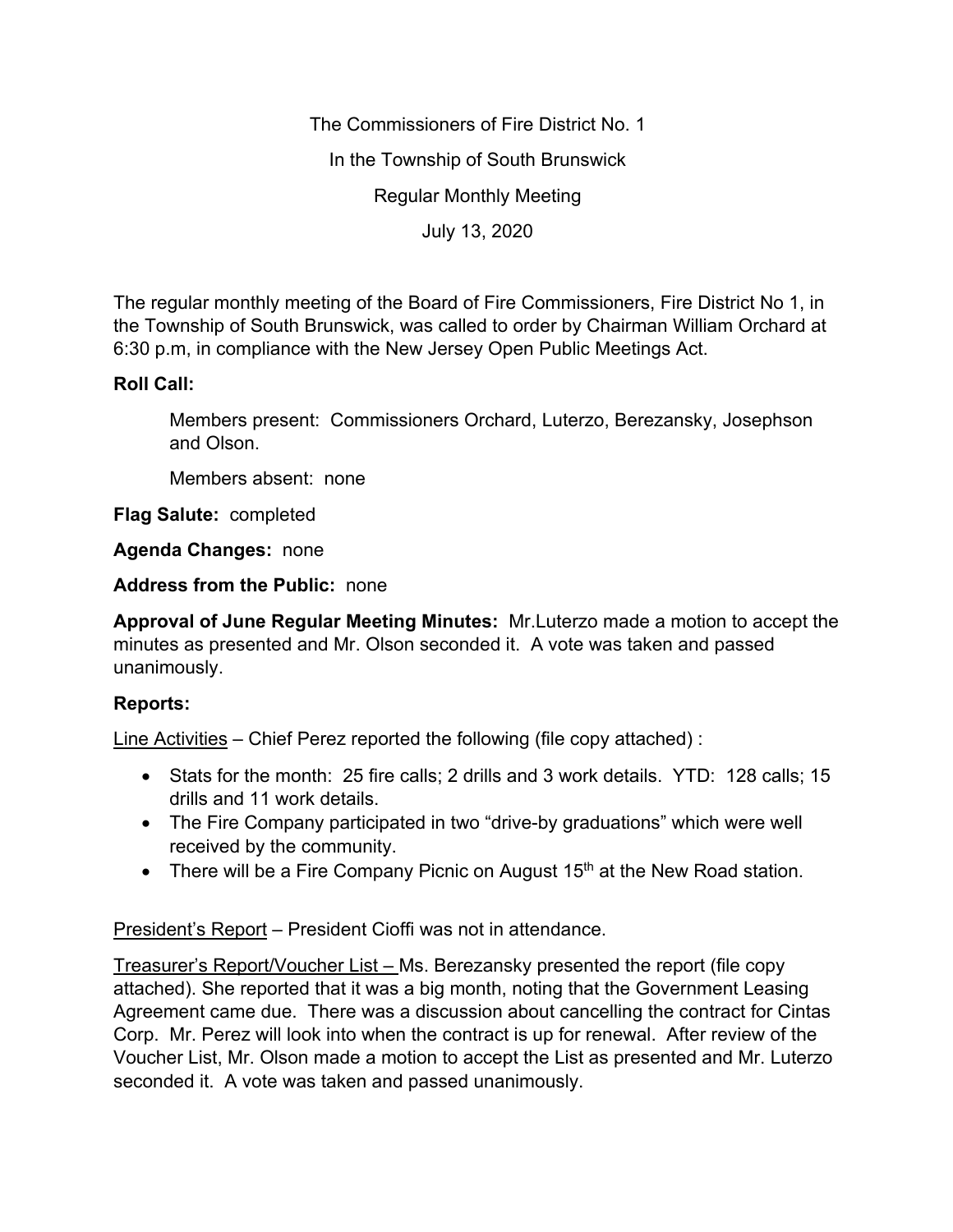The Commissioners of Fire District No. 1

In the Township of South Brunswick

Regular Monthly Meeting

July 13, 2020

The regular monthly meeting of the Board of Fire Commissioners, Fire District No 1, in the Township of South Brunswick, was called to order by Chairman William Orchard at 6:30 p.m, in compliance with the New Jersey Open Public Meetings Act.

**Roll Call:**

Members present: Commissioners Orchard, Luterzo, Berezansky, Josephson and Olson.

Members absent: none

**Flag Salute:** completed

**Agenda Changes:** none

**Address from the Public:** none

**Approval of June Regular Meeting Minutes:** Mr.Luterzo made a motion to accept the minutes as presented and Mr. Olson seconded it. A vote was taken and passed unanimously.

**Reports:**

Line Activities – Chief Perez reported the following (file copy attached) :

- Stats for the month: 25 fire calls; 2 drills and 3 work details. YTD: 128 calls; 15 drills and 11 work details.
- The Fire Company participated in two "drive-by graduations" which were well received by the community.
- There will be a Fire Company Picnic on August 15th at the New Road station.

President's Report – President Cioffi was not in attendance.

Treasurer's Report/Voucher List – Ms. Berezansky presented the report (file copy attached). She reported that it was a big month, noting that the Government Leasing Agreement came due. There was a discussion about cancelling the contract for Cintas Corp. Mr. Perez will look into when the contract is up for renewal. After review of the Voucher List, Mr. Olson made a motion to accept the List as presented and Mr. Luterzo seconded it. A vote was taken and passed unanimously.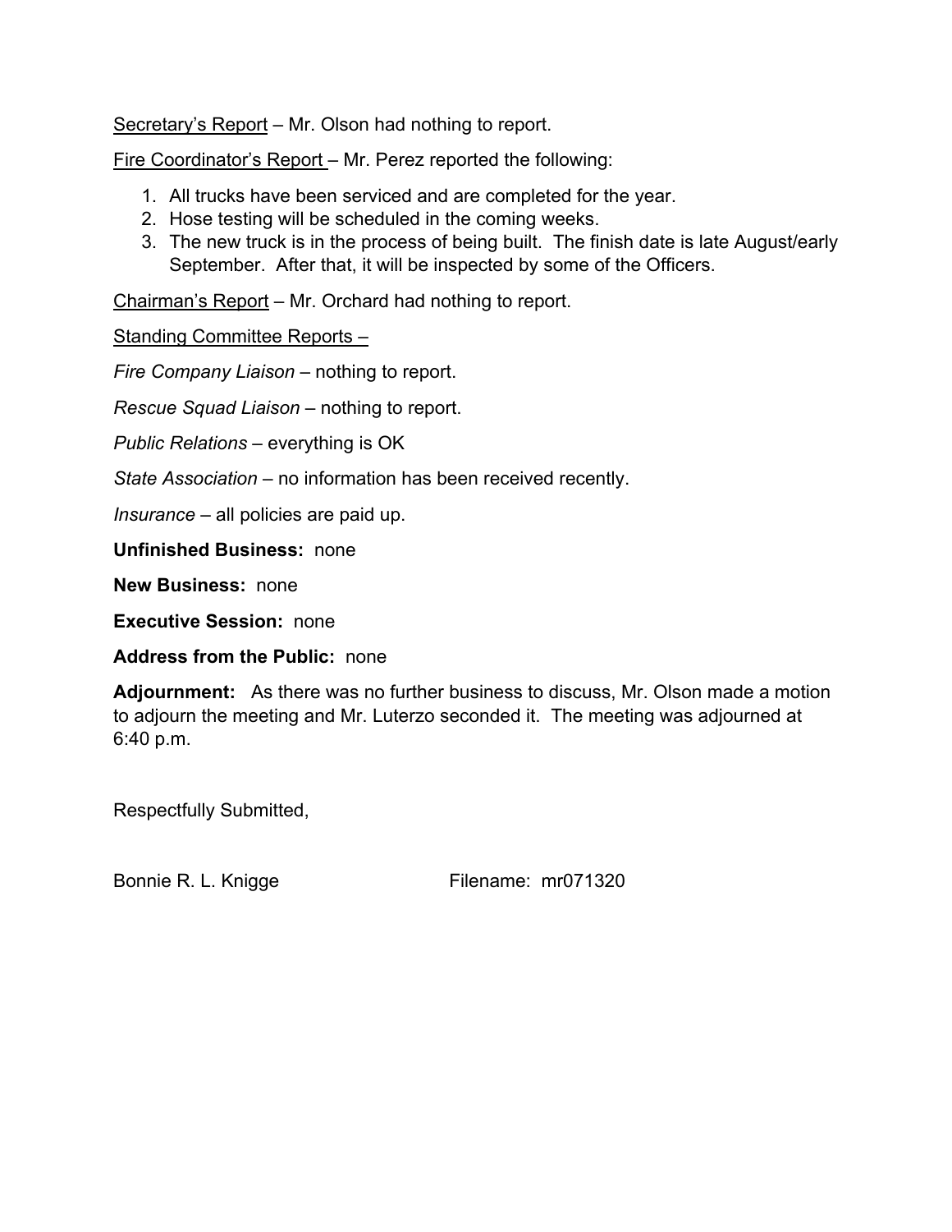<u>Secretary's Report</u> – Mr. Olson had nothing to report.

<u>Fire Coordinator's Report</u> – Mr. Perez reported the following:

1. All trucks have been serviced and are completed for the year.
2. Hose testing will be scheduled in the coming weeks.
3. The new truck is in the process of being built. The finish date is late August/early September. After that, it will be inspected by some of the Officers.

<u>Chairman's Report</u> – Mr. Orchard had nothing to report.

<u>Standing Committee Reports –</u>

*Fire Company Liaison* – nothing to report.

*Rescue Squad Liaison* – nothing to report.

*Public Relations* – everything is OK

*State Association* – no information has been received recently.

*Insurance* – all policies are paid up.

**Unfinished Business:** none

**New Business:** none

**Executive Session:** none

**Address from the Public:** none

**Adjournment:** As there was no further business to discuss, Mr. Olson made a motion to adjourn the meeting and Mr. Luterzo seconded it. The meeting was adjourned at 6:40 p.m.

Respectfully Submitted,

Bonnie R. L. Knigge Filename: mr071320